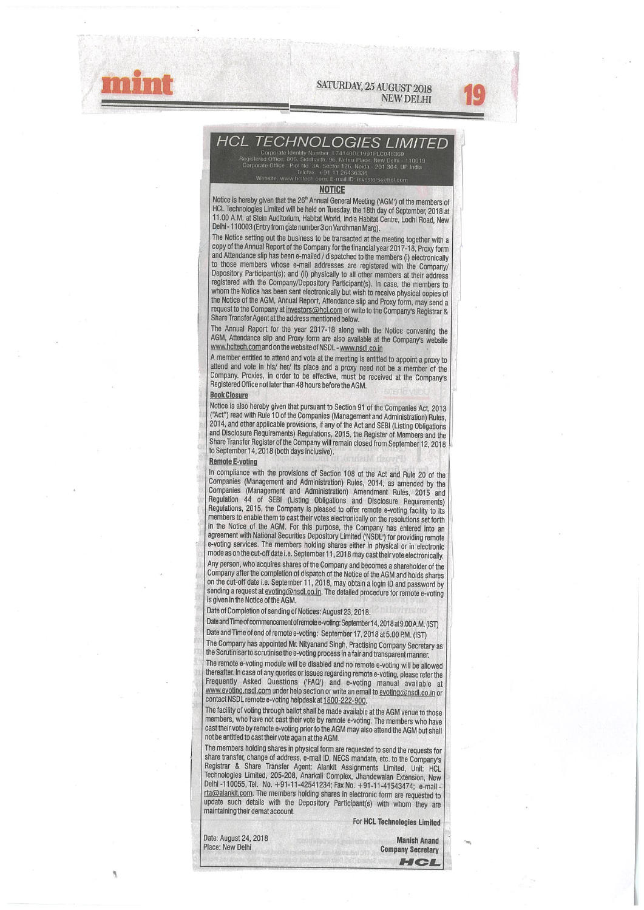# HCL TECHNOLOGIES LIMITED

Corporate Identity Number: L74140DL1991PLC046369
Registered Office: 806, Siddharth, 96, Nehru Place, New Delhi - 110019
Corporate Office: Plot No. 3A, Sector 126, Noida - 201 304, UP, India
Telefax: +91 11 26436336
Website: www.hcltech.com, E-mail ID: investors@hcl.com

## NOTICE

Notice is hereby given that the 26th Annual General Meeting ('AGM') of the members of HCL Technologies Limited will be held on Tuesday, the 18th day of September, 2018 at 11.00 A.M. at Stein Auditorium, Habitat World, India Habitat Centre, Lodhi Road, New Delhi - 110003 (Entry from gate number 3 on Vardhman Marg).

The Notice setting out the business to be transacted at the meeting together with a copy of the Annual Report of the Company for the financial year 2017-18, Proxy form and Attendance slip has been e-mailed / dispatched to the members (i) electronically to those members whose e-mail addresses are registered with the Company/ Depository Participant(s); and (ii) physically to all other members at their address registered with the Company/Depository Participant(s). In case, the members to whom the Notice has been sent electronically but wish to receive physical copies of the Notice of the AGM, Annual Report, Attendance slip and Proxy form, may send a request to the Company at investors@hcl.com or write to the Company's Registrar & Share Transfer Agent at the address mentioned below.

The Annual Report for the year 2017-18 along with the Notice convening the AGM, Attendance slip and Proxy form are also available at the Company's website www.hcltech.com and on the website of NSDL - www.nsdl.co.in

A member entitled to attend and vote at the meeting is entitled to appoint a proxy to attend and vote in his/ her/ its place and a proxy need not be a member of the Company. Proxies, in order to be effective, must be received at the Company's Registered Office not later than 48 hours before the AGM.

### Book Closure

Notice is also hereby given that pursuant to Section 91 of the Companies Act, 2013 ("Act") read with Rule 10 of the Companies (Management and Administration) Rules, 2014, and other applicable provisions, if any of the Act and SEBI (Listing Obligations and Disclosure Requirements) Regulations, 2015, the Register of Members and the Share Transfer Register of the Company will remain closed from September 12, 2018 to September 14, 2018 (both days inclusive).

### Remote E-voting

In compliance with the provisions of Section 108 of the Act and Rule 20 of the Companies (Management and Administration) Rules, 2014, as amended by the Companies (Management and Administration) Amendment Rules, 2015 and Regulation 44 of SEBI (Listing Obligations and Disclosure Requirements) Regulations, 2015, the Company is pleased to offer remote e-voting facility to its members to enable them to cast their votes electronically on the resolutions set forth in the Notice of the AGM. For this purpose, the Company has entered into an agreement with National Securities Depository Limited ('NSDL') for providing remote e-voting services. The members holding shares either in physical or in electronic mode as on the cut-off date i.e. September 11, 2018 may cast their vote electronically.

Any person, who acquires shares of the Company and becomes a shareholder of the Company after the completion of dispatch of the Notice of the AGM and holds shares on the cut-off date i.e. September 11, 2018, may obtain a login ID and password by sending a request at evoting@nsdl.co.in. The detailed procedure for remote e-voting is given in the Notice of the AGM.

Date of Completion of sending of Notices: August 23, 2018.

Date and Time of commencement of remote e-voting: September 14, 2018 at 9.00 A.M. (IST)

Date and Time of end of remote e-voting: September 17, 2018 at 5.00 P.M. (IST)

The Company has appointed Mr. Nityanand Singh, Practising Company Secretary as the Scrutiniser to scrutinise the e-voting process in a fair and transparent manner.

The remote e-voting module will be disabled and no remote e-voting will be allowed thereafter. In case of any queries or issues regarding remote e-voting, please refer the Frequently Asked Questions ('FAQ') and e-voting manual available at www.evoting.nsdl.com under help section or write an email to evoting@nsdl.co.in or contact NSDL remote e-voting helpdesk at 1800-222-990.

The facility of voting through ballot shall be made available at the AGM venue to those members, who have not cast their vote by remote e-voting. The members who have cast their vote by remote e-voting prior to the AGM may also attend the AGM but shall not be entitled to cast their vote again at the AGM.

The members holding shares in physical form are requested to send the requests for share transfer, change of address, e-mail ID, NECS mandate, etc. to the Company's Registrar & Share Transfer Agent: Alankit Assignments Limited, Unit: HCL Technologies Limited, 205-208, Anarkali Complex, Jhandewalan Extension, New Delhi -110055, Tel. No. +91-11-42541234; Fax No. +91-11-41543474; e-mail - rta@alankit.com. The members holding shares in electronic form are requested to update such details with the Depository Participant(s) with whom they are maintaining their demat account.

For **HCL Technologies Limited**

Date: August 24, 2018
Place: New Delhi

**Manish Anand**
**Company Secretary**

HCL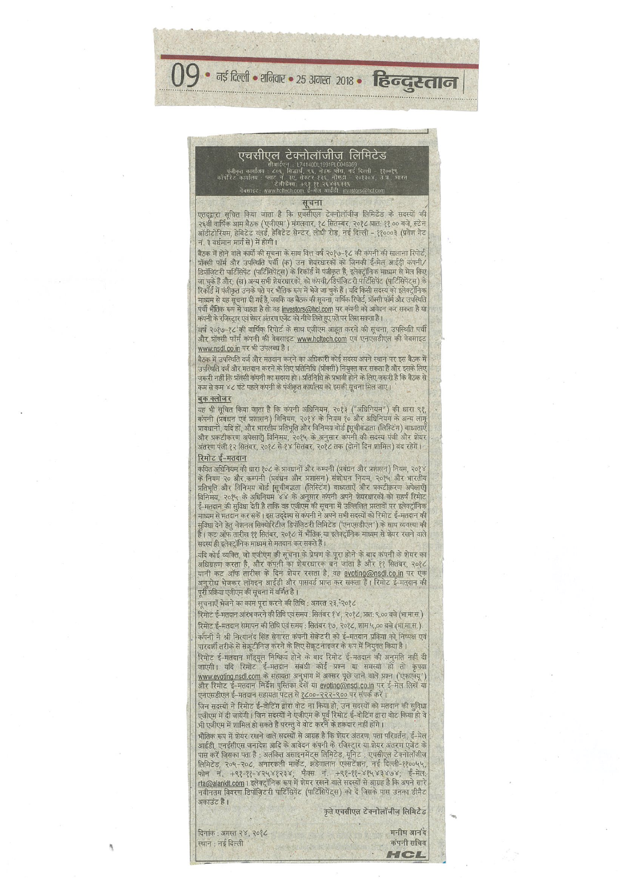09 • नई दिल्ली • शनिवार • 25 अगस्त 2018 • हिन्दुस्तान

# एचसीएल टेक्नोलॉजीज़ लिमिटेड

सीआईएन : L74140DL1991PLC046369
पंजीकृत कार्यालय : ८०६, सिद्धार्थ, ९६, नेहरू प्लेस, नई दिल्ली - ११००१९
कॉर्पोरेट कार्यालय : प्लाट नं. ३ए, सेक्टर-१२६, नोएडा - २०१३०४, उ.प्र. भारत
टेलीफैक्स: +९१ ११ २६४३६३३६
वेबसाइट : www.hcltech.com ई-मेल आईडी : investors@hcl.com

## सूचना

एतद्द्वारा सूचित किया जाता है कि एचसीएल टेक्नोलॉजीज़ लिमिटेड के सदस्यों की २६वीं वार्षिक आम बैठक ('एजीएम') मंगलवार, १८ सितम्बर, २०१८ प्रातः ११.०० बजे, स्टेन ऑडीटोरियम, हेबिटेट वर्ल्ड, हेबिटेट सेन्टर, लोधी रोड, नई दिल्ली - ११०००३ (प्रवेश गेट नं. ३ वर्धमान मार्ग से) में होगी।

बैठक में होने वाले कार्यों की सूचना के साथ वित्त वर्ष २०१७-१८ की कंपनी की सालाना रिपोर्ट, प्रॉक्सी फॉर्म और उपस्थिति पर्ची (क) उन शेयरधारकों को जिनकी ई-मेल आईडी कंपनी/डिपॉजिटरी पार्टिसिपेंट (पार्टिसिपेंट्स) के रिकॉर्ड में पंजीकृत है, इलेक्ट्रॉनिक माध्यम से मेल किए जा चुके हैं और; (ख) अन्य सभी शेयरधारकों, को कंपनी/डिपॉजिटरी पार्टिसिपेंट (पार्टिसिपेंट्स) के रिकॉर्ड में पंजीकृत उनके पते पर भौतिक रूप में भेजे जा चुके हैं। यदि किसी सदस्य को इलेक्ट्रॉनिक माध्यम से यह सूचना दी गई है, जबकि वह बैठक की सूचना, वार्षिक रिपोर्ट, प्रॉक्सी फॉर्म और उपस्थिति पर्ची भौतिक रूप में चाहता है तो वह investors@hcl.com पर कंपनी को आवेदन कर सकता है या कंपनी के रजिस्ट्रार एवं शेयर अंतरण एजेंट को नीचे लिखे हुए पते पर लिख सकता है।

वर्ष २०१७-१८ की वार्षिक रिपोर्ट के साथ एजीएम आहूत करने की सूचना, उपस्थिति पर्ची और प्रॉक्सी फॉर्म कंपनी की वेबसाइट www.hcltech.com एवं एनएसडीएल की वेबसाइट www.nsdl.co.in पर भी उपलब्ध है।

बैठक में उपस्थिति दर्ज और मतदान करने का अधिकारी कोई सदस्य अपने स्थान पर इस बैठक में उपस्थिति दर्ज और मतदान करने के लिए प्रतिनिधि (प्रॉक्सी) नियुक्त कर सकता है और इसके लिए जरूरी नहीं कि प्रॉक्सी कंपनी का सदस्य हो। प्रतिनिधि के प्रभावी होने के लिए जरूरी है कि बैठक से कम से कम ४८ घंटे पहले कंपनी के पंजीकृत कार्यालय को इसकी सूचना मिल जाए।

### बुक क्लोजर

यह भी सूचित किया जाता है कि कंपनी अधिनियम, २०१३ ("अधिनियम") की धारा ९१, कंपनी (प्रबंधन एवं प्रशासन) विनियम, २०१४ के नियम १० और अधिनियम के अन्य लागू प्रावधानों, यदि हों, और भारतीय प्रतिभूति और विनिमय बोर्ड [सूचीबद्धता (लिस्टिंग) बाध्यताएँ और प्रकटीकरण अपेक्षाएँ] विनियम, २०१५ के अनुसार कंपनी की सदस्य पंजी और शेयर अंतरण पंजी १२ सितंबर, २०१८ से १४ सितंबर, २०१८ तक (दोनों दिन शामिल) बंद रहेंगे।

### रिमोट ई-मतदान

कथित अधिनियम की धारा १०८ के प्रावधानों और कम्पनी (प्रबंधन और प्रशासन) नियम, २०१४ के नियम २० और कम्पनी (प्रबंधन और प्रशासन) संशोधन नियम, २०१५ और भारतीय प्रतिभूति और विनिमय बोर्ड [सूचीबद्धता (लिस्टिंग) बाध्यताएँ और प्रकटीकरण अपेक्षाएँ] विनियम, २०१५ के अधिनियम ४४ के अनुसार कंपनी अपने शेयरधारकों को सहर्ष रिमोट ई-मतदान की सुविधा देती है ताकि वह एजीएम की सूचना में उल्लिखित प्रस्तावों पर इलेक्ट्रॉनिक माध्यम से मतदान कर सकें। इस उद्देश्य से कंपनी ने अपने सभी सदस्यों को रिमोट ई-मतदान की सुविधा देने हेतु नेशनल सिक्योरिटीज डिपॉजिटरी लिमिटेड ('एनएसडीएल') के साथ व्यवस्था की है। कट ऑफ तारीख ११ सितंबर, २०१८ में भौतिक या इलेक्ट्रॉनिक माध्यम से शेयर रखने वाले सदस्य ही इलेक्ट्रॉनिक माध्यम से मतदान कर सकते हैं।

यदि कोई व्यक्ति, जो एजीएम की सूचना के प्रेषण के पूरा होने के बाद कंपनी के शेयर का अधिग्रहण करता है, और कंपनी का शेयरधारक बन जाता है और ११ सितंबर, २०१८ यानी कट ऑफ तारीख के दिन शेयर रखता है, वह evoting@nsdl.co.in पर एक अनुरोध भेजकर लॉगइन आईडी और पासवर्ड प्राप्त कर सकता है। रिमोट ई-मतदान की पूरी प्रक्रिया एजीएम की सूचना में वर्णित है।

सूचनाएँ भेजने का काम पूरा करने की तिथि : अगस्त २३, २०१८

रिमोट ई-मतदान आरंभ करने की तिथि एवं समय : सितंबर १४, २०१८, प्रातः ९.०० बजे (भा.मा.स.)

रिमोट ई-मतदान समापन की तिथि एवं समय : सितंबर १७, २०१८, शाम ५.०० बजे (भा.मा.स.)

कंपनी ने श्री नित्यानंद सिंह सेवारत कंपनी सेक्रेटरी को ई-मतदान प्रक्रिया को निष्पक्ष एवं पारदर्शी तरीके से सेक्रूटीनिज़ करने के लिए सेक्रूटनाइजर के रूप में नियुक्त किया है।

रिमोट ई-मतदान मॉड्यूल निष्क्रिय होने के बाद रिमोट ई-मतदान की अनुमति नहीं दी जाएगी। यदि रिमोट ई-मतदान संबंधी कोई प्रश्न या समस्या हो तो कृपया www.evoting.nsdl.com के सहायता अनुभाग में अक्सर पूछे जाने वाले प्रश्न ('एफएक्यू') और रिमोट ई-मतदान निर्देश पुस्तिका देखें या evoting@nsdl.co.in पर ई-मेल लिखें या एनएसडीएल ई-मतदान सहायता पटल से १८००-२२२-९९० पर संपर्क करें।

जिन सदस्यों ने रिमोट ई-वोटिंग द्वारा वोट ना किया हो, उन सदस्यों को मतदान की सुविधा एजीएम में दी जायेगी। जिन सदस्यों ने एजीएम के पूर्व रिमोट ई-वोटिंग द्वारा वोट किया हो वे भी एजीएम में शामिल हो सकते है परन्तु वे वोट करने के हकदार नहीं होंगे।

भौतिक रूप में शेयर रखने वाले सदस्यों से आग्रह है कि शेयर अंतरण, पता परिवर्तन, ई-मेल आईडी, एनईसीएस जनादेश आदि के आवेदन कंपनी के रजिस्ट्रार या शेयर अंतरण एजेंट के पास करें जिसका पता है : अलंकित असाइनमेंट्स लिमिटेड, यूनिट : एचसीएल टेक्नोलॉजीज लिमिटेड, २०५-२०८, अनारकली मार्केट, झंडेवालान एक्सटेंशन, नई दिल्ली-११००५५, फोन नं. +९१-११-४२५४१२३४, फैक्स नं. +९१-११-४१५४३४७४; ई-मेल: rta@alankit.com। इलेक्ट्रॉनिक रूप में शेयर रखने वाले सदस्यों से आग्रह है कि अपने सारे नवीनतम विवरण डिपॉज़िटरी पार्टिसिपेंट (पार्टिसिपेंट्स) को दें जिसके पास उनका डीमैट अकाउंट है।

कृते एचसीएल टेक्नोलॉजीज़ लिमिटेड

दिनांक : अगस्त २४, २०१८
स्थान : नई दिल्ली

मनीष आनंद
कंपनी सचिव

HCL